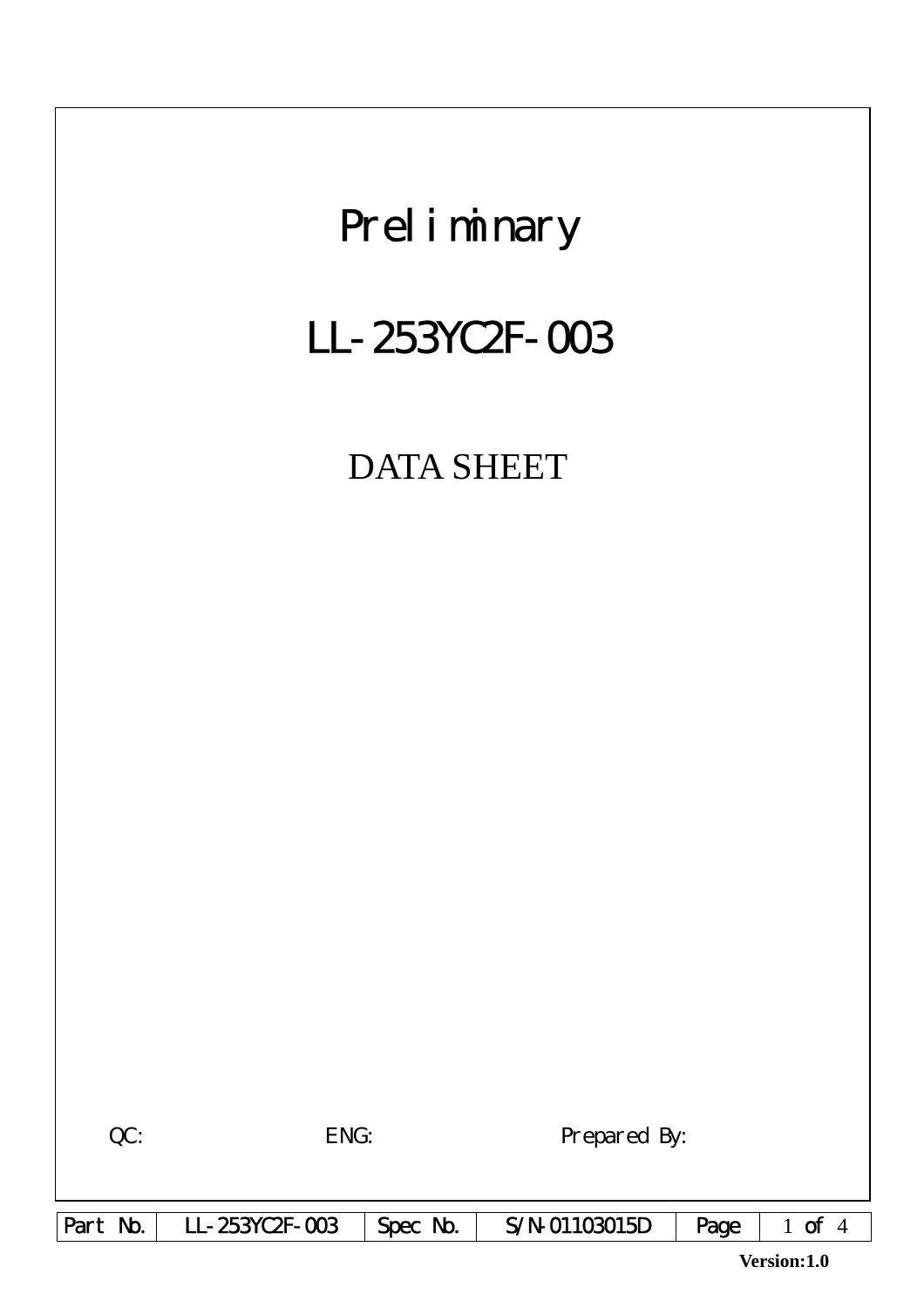# Preliminary

# LL-253YC2F-003

## DATA SHEET

QC: ENG: Prepared By:

| Part No. | LL-253YC2F-003 | Spec No. | S/N-01103015D | Page | 1 of 4 |
|---|---|---|---|---|---|

**Version:1.0**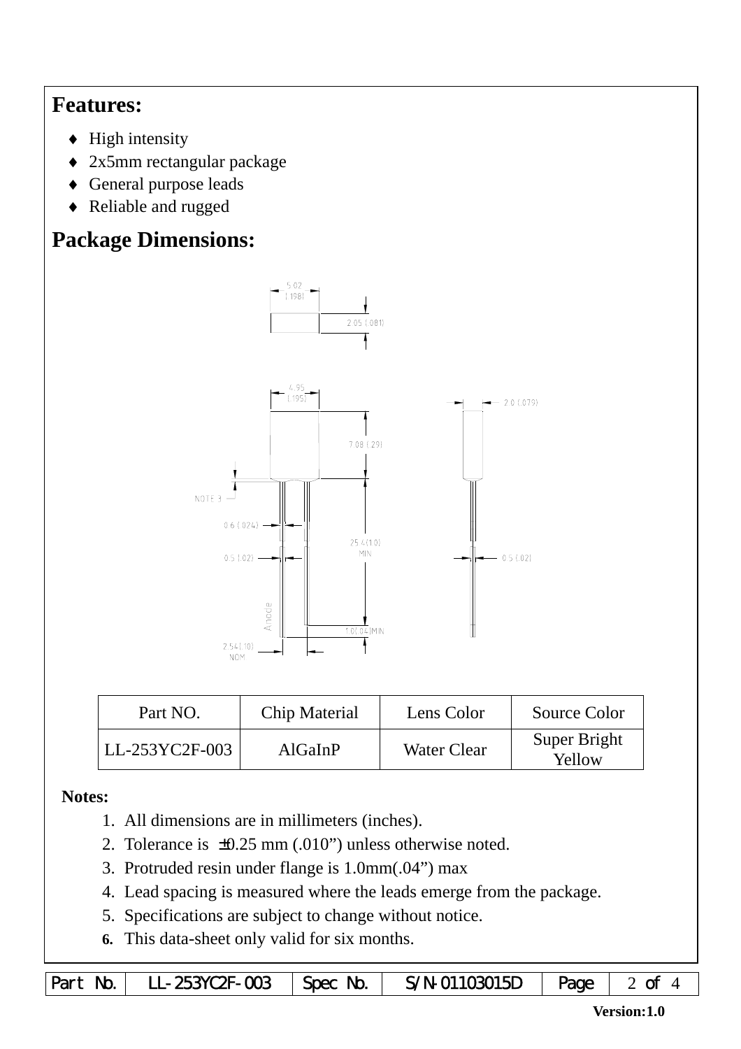## Features:

- High intensity
- 2x5mm rectangular package
- General purpose leads
- Reliable and rugged

## Package Dimensions:

| Part NO. | Chip Material | Lens Color | Source Color |
|---|---|---|---|
| LL-253YC2F-003 | AlGaInP | Water Clear | Super Bright Yellow |

**Notes:**

1. All dimensions are in millimeters (inches).
2. Tolerance is ±0.25 mm (.010") unless otherwise noted.
3. Protruded resin under flange is 1.0mm(.04") max
4. Lead spacing is measured where the leads emerge from the package.
5. Specifications are subject to change without notice.
6. This data-sheet only valid for six months.

| Part No. | LL-253YC2F-003 | Spec No. | S/N-01103015D |
|---|---|---|---|

Version:1.0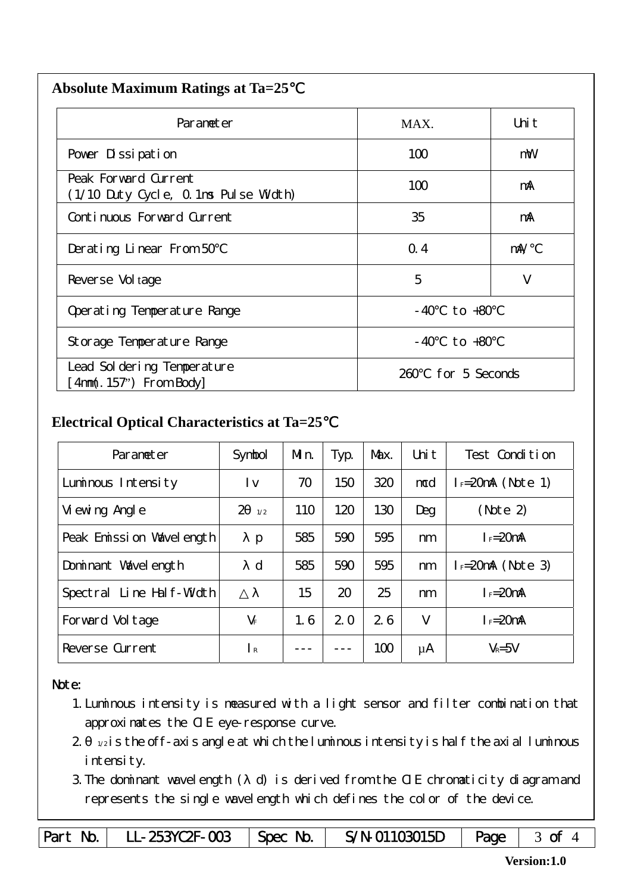## Absolute Maximum Ratings at Ta=25℃

| Parameter | MAX. | Unit |
|---|---|---|
| Power Dissipation | 100 | mW |
| Peak Forward Current (1/10 Duty Cycle, 0.1ms Pulse Width) | 100 | mA |
| Continuous Forward Current | 35 | mA |
| Derating Linear From 50℃ | 0.4 | mA/℃ |
| Reverse Voltage | 5 | V |
| Operating Temperature Range | -40℃ to +80℃ | |
| Storage Temperature Range | -40℃ to +80℃ | |
| Lead Soldering Temperature [4mm(.157") From Body] | 260℃ for 5 Seconds | |

## Electrical Optical Characteristics at Ta=25℃

| Parameter | Symbol | Min. | Typ. | Max. | Unit | Test Condition |
|---|---|---|---|---|---|---|
| Luminous Intensity | Iv | 70 | 150 | 320 | mcd | $I_F$=20mA (Note 1) |
| Viewing Angle | $2\theta_{1/2}$ | 110 | 120 | 130 | Deg | (Note 2) |
| Peak Emission Wavelength | λp | 585 | 590 | 595 | nm | $I_F$=20mA |
| Dominant Wavelength | λd | 585 | 590 | 595 | nm | $I_F$=20mA (Note 3) |
| Spectral Line Half-Width | △λ | 15 | 20 | 25 | nm | $I_F$=20mA |
| Forward Voltage | $V_F$ | 1.6 | 2.0 | 2.6 | V | $I_F$=20mA |
| Reverse Current | $I_R$ | --- | --- | 100 | μA | $V_R$=5V |

Note:

1. Luminous intensity is measured with a light sensor and filter combination that approximates the CIE eye-response curve.
2. $\theta_{1/2}$ is the off-axis angle at which the luminous intensity is half the axial luminous intensity.
3. The dominant wavelength (λd) is derived from the CIE chromaticity diagram and represents the single wavelength which defines the color of the device.

| Part No. | LL-253YC2F-003 | Spec No. | S/N-01103015D | Page | 3 of 4 |
|---|---|---|---|---|---|

Version:1.0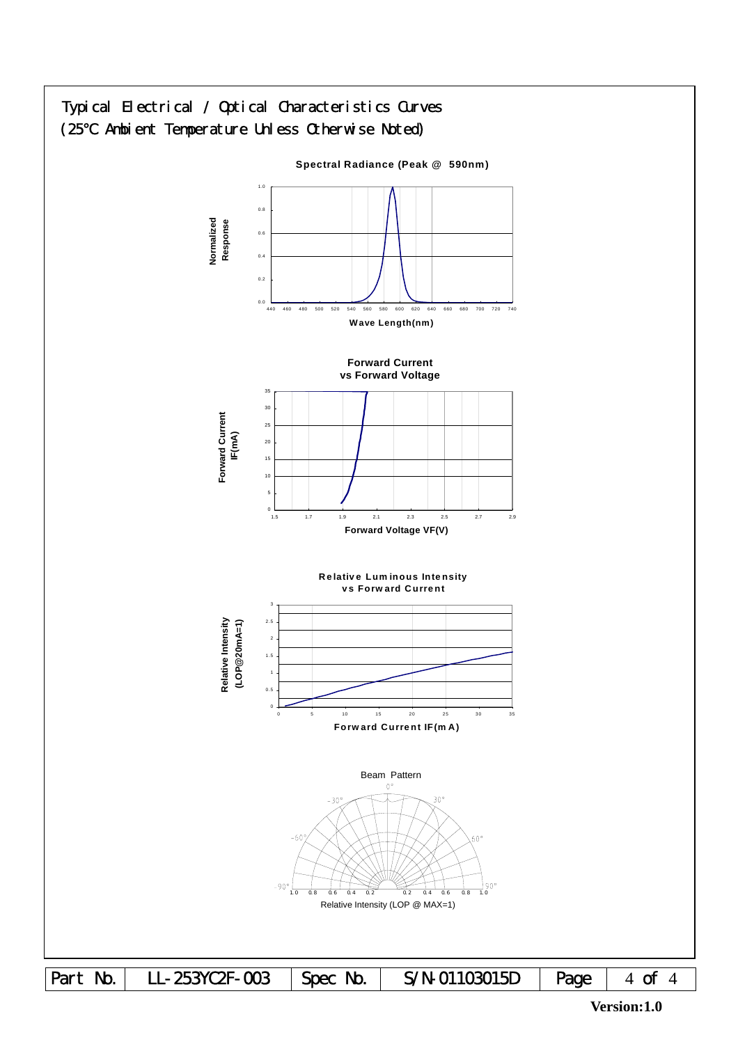# Typical Electrical / Optical Characteristics Curves
(25°C Ambient Temperature Unless Otherwise Noted)

**Spectral Radiance (Peak @ 590nm)**

Normalized Response

1.0
0.8
0.6
0.4
0.2
0.0

440 460 480 500 520 540 560 580 600 620 640 660 680 700 720 740

**Wave Length(nm)**

**Forward Current vs Forward Voltage**

Forward Current IF(mA)

35
30
25
20
15
10
5
0

1.5 1.7 1.9 2.1 2.3 2.5 2.7 2.9

**Forward Voltage VF(V)**

**Relative Luminous Intensity vs Forward Current**

Relative Intensity (LOP@20mA=1)

3
2.5
2
1.5
1
0.5
0

0 5 10 15 20 25 30 35

**Forward Current IF(mA)**

Beam Pattern

0°
-30° 30°
-60° 60°
-90° 90°

1.0 0.8 0.6 0.4 0.2 0.2 0.4 0.6 0.8 1.0

Relative Intensity (LOP @ MAX=1)

| Part No. | LL-253YC2F-003 | Spec No. | S/N-01103015D | Page | 4 of 4 |
|---|---|---|---|---|---|

**Version:1.0**